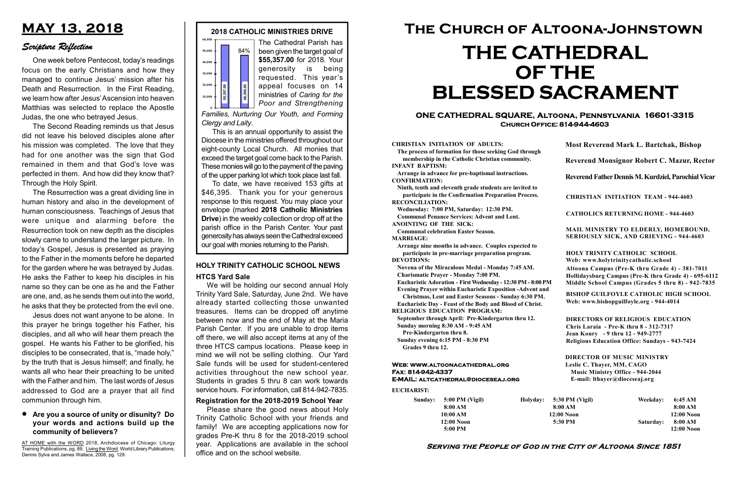# MAY 13, 2018

## Scripture Reflection

One week before Pentecost, today's readings focus on the early Christians and how they managed to continue Jesus' mission after his Death and Resurrection. In the First Reading, we learn how after Jesus' Ascension into heaven Matthias was selected to replace the Apostle Judas, the one who betrayed Jesus.

The Second Reading reminds us that Jesus did not leave his beloved disciples alone after his mission was completed. The love that they had for one another was the sign that God remained in them and that God's love was perfected in them. And how did they know that? Through the Holy Spirit.

The Resurrection was a great dividing line in human history and also in the development of human consciousness. Teachings of Jesus that were unique and alarming before the Resurrection took on new depth as the disciples slowly came to understand the larger picture. In today's Gospel, Jesus is presented as praying to the Father in the moments before he departed for the garden where he was betrayed by Judas. He asks the Father to keep his disciples in his name so they can be one as he and the Father are one, and, as he sends them out into the world, he asks that they be protected from the evil one.

Jesus does not want anyone to be alone. In this prayer he brings together his Father, his disciples, and all who will hear them preach the gospel. He wants his Father to be glorified, his disciples to be consecrated, that is, "made holy," by the truth that is Jesus himself; and finally, he wants all who hear their preaching to be united with the Father and him. The last words of Jesus addressed to God are a prayer that all find communion through him.

- **Are you a source of unity or disunity? Do your words and actions build up the community of believers?**

AT HOME with the WORD 2018, Archdiocese of Chicago: Liturgy Training Publications, pg. 89. Living the Word, World Library Publications; Dennis Sylva and James Wallace, 2008, pg. 129.

## 2018 CATHOLIC MINISTRIES DRIVE

60,000
50,000
40,000
30,000
20,000
10,000
0
84%
55,357.00
46,395.00

The Cathedral Parish has been given the target goal of **$55,357.00** for 2018. Your generosity is being requested. This year's appeal focuses on 14 ministries of *Caring for the Poor and Strengthening Families, Nurturing Our Youth, and Forming Clergy and Laity*.

This is an annual opportunity to assist the Diocese in the ministries offered throughout our eight-county Local Church. All monies that exceed the target goal come back to the Parish. These monies will go to the payment of the paving of the upper parking lot which took place last fall.

To date, we have received 153 gifts at $46,395. Thank you for your generous response to this request. You may place your envelope (marked **2018 Catholic Ministries Drive**) in the weekly collection or drop off at the parish office in the Parish Center. Your past generosity has always seen the Cathedral exceed our goal with monies returning to the Parish.

## HOLY TRINITY CATHOLIC SCHOOL NEWS

### HTCS Yard Sale

We will be holding our second annual Holy Trinity Yard Sale, Saturday, June 2nd. We have already started collecting those unwanted treasures. Items can be dropped off anytime between now and the end of May at the Maria Parish Center. If you are unable to drop items off there, we will also accept items at any of the three HTCS campus locations. Please keep in mind we will not be selling clothing. Our Yard Sale funds will be used for student-centered activities throughout the new school year. Students in grades 5 thru 8 can work towards service hours. For information, call 814-942-7835.

### Registration for the 2018-2019 School Year

Please share the good news about Holy Trinity Catholic School with your friends and family! We are accepting applications now for grades Pre-K thru 8 for the 2018-2019 school year. Applications are available in the school office and on the school website.

# The Church of Altoona-Johnstown

# THE CATHEDRAL OF THE BLESSED SACRAMENT

### ONE CATHEDRAL SQUARE, Altoona, Pennsylvania 16601-3315
**Church Office: 814-944-4603**

**CHRISTIAN INITIATION OF ADULTS:**
The process of formation for those seeking God through membership in the Catholic Christian community.
**INFANT BAPTISM:**
Arrange in advance for pre-baptismal instructions.
**CONFIRMATION:**
Ninth, tenth and eleventh grade students are invited to participate in the Confirmation Preparation Process.
**RECONCILIATION:**
Wednesday: 7:00 PM, Saturday: 12:30 PM.
Communal Penance Services: Advent and Lent.
**ANOINTING OF THE SICK:**
Communal celebration Easter Season.
**MARRIAGE:**
Arrange nine months in advance. Couples expected to participate in pre-marriage preparation program.
**DEVOTIONS:**
Novena of the Miraculous Medal - Monday 7:45 AM.
Charismatic Prayer - Monday 7:00 PM.
Eucharistic Adoration - First Wednesday - 12:30 PM - 8:00 PM
Evening Prayer within Eucharistic Exposition -Advent and Christmas, Lent and Easter Seasons - Sunday 6:30 PM.
Eucharistic Day - Feast of the Body and Blood of Christ.
**RELIGIOUS EDUCATION PROGRAM:**
September through April: Pre-Kindergarten thru 12.
Sunday morning 8:30 AM - 9:45 AM
Pre-Kindergarten thru 8.
Sunday evening 6:15 PM - 8:30 PM
Grades 9 thru 12.

**Web: www.altoonacathedral.org**
**Fax: 814-942-4337**
**E-MAIL: altcathedral@dioceseaj.org**

**Most Reverend Mark L. Bartchak, Bishop**

**Reverend Monsignor Robert C. Mazur, Rector**

**Reverend Father Dennis M. Kurdziel, Parochial Vicar**

**CHRISTIAN INITIATION TEAM - 944-4603**

**CATHOLICS RETURNING HOME - 944-4603**

**MAIL MINISTRY TO ELDERLY, HOMEBOUND, SERIOUSLY SICK, AND GRIEVING - 944-4603**

**HOLY TRINITY CATHOLIC SCHOOL**
**Web: www.holytrinitycatholic.school**
Altoona Campus (Pre-K thru Grade 4) - 381-7011
Hollidaysburg Campus (Pre-K thru Grade 4) - 695-6112
Middle School Campus (Grades 5 thru 8) - 942-7835

**BISHOP GUILFOYLE CATHOLIC HIGH SCHOOL**
**Web: www.bishopguilfoyle.org - 944-4014**

**DIRECTORS OF RELIGIOUS EDUCATION**
Chris Laraia - Pre-K thru 8 - 312-7317
Jean Koury - 9 thru 12 - 949-2777
Religious Education Office: Sundays - 943-7424

**DIRECTOR OF MUSIC MINISTRY**
Leslie C. Thayer, MM, CAGO
Music Ministry Office - 944-2044
E-mail: lthayer@dioceseaj.org

**EUCHARIST:**

| | | | | | |
|---|---|---|---|---|---|
| Sunday: | 5:00 PM (Vigil) | Holyday: | 5:30 PM (Vigil) | Weekday: | 6:45 AM |
| | 8:00 AM | | 8:00 AM | | 8:00 AM |
| | 10:00 AM | | 12:00 Noon | | 12:00 Noon |
| | 12:00 Noon | | 5:30 PM | Saturday: | 8:00 AM |
| | 5:00 PM | | | | 12:00 Noon |

**Serving the People of God in the City of Altoona Since 1851**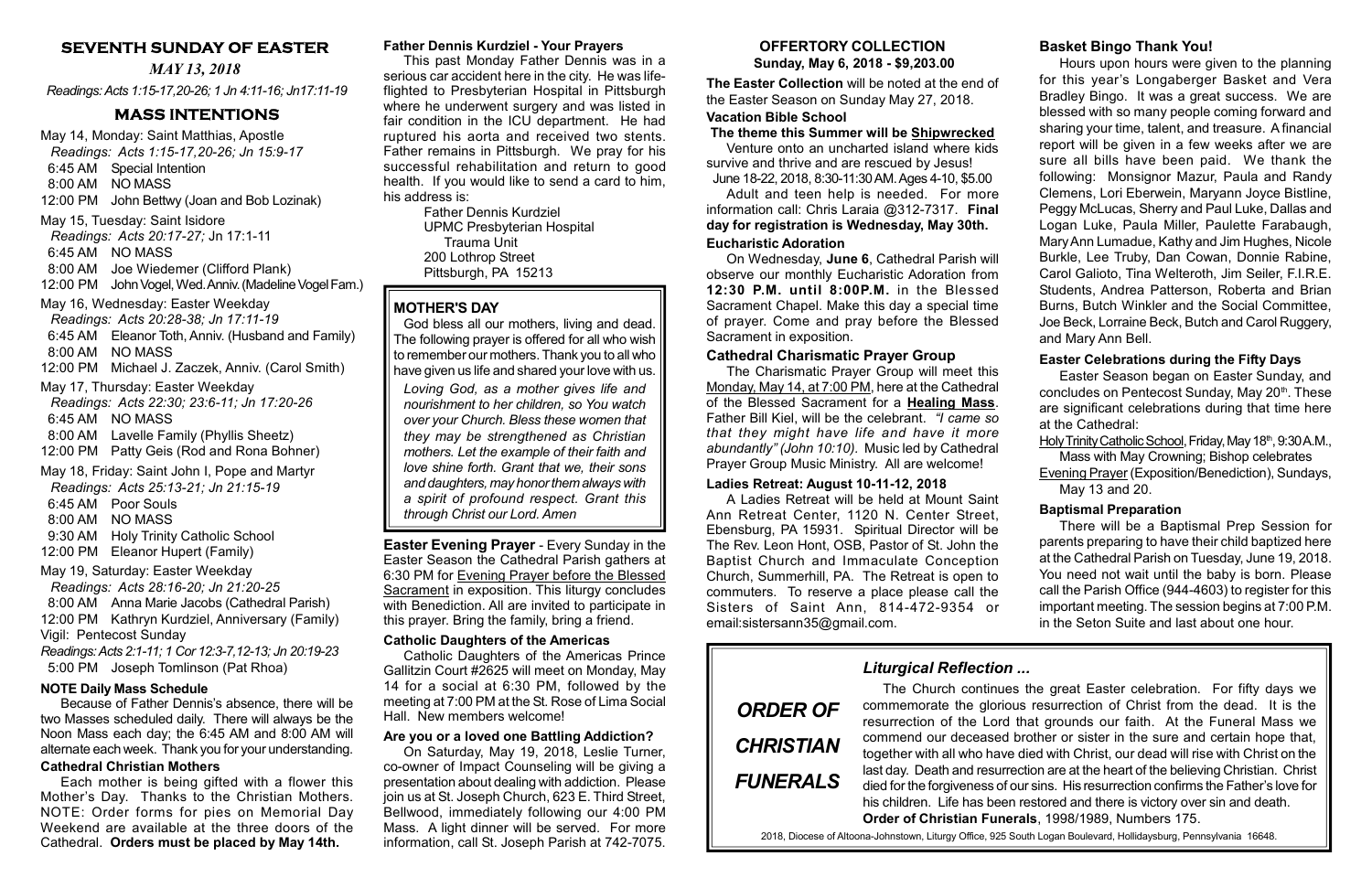# SEVENTH SUNDAY OF EASTER

*MAY 13, 2018*

*Readings: Acts 1:15-17,20-26; 1 Jn 4:11-16; Jn17:11-19*

## MASS INTENTIONS

May 14, Monday: Saint Matthias, Apostle
*Readings: Acts 1:15-17,20-26; Jn 15:9-17*
6:45 AM Special Intention
8:00 AM NO MASS
12:00 PM John Bettwy (Joan and Bob Lozinak)

May 15, Tuesday: Saint Isidore
*Readings: Acts 20:17-27;* Jn 17:1-11
6:45 AM NO MASS
8:00 AM Joe Wiedemer (Clifford Plank)
12:00 PM John Vogel, Wed. Anniv. (Madeline Vogel Fam.)

May 16, Wednesday: Easter Weekday
*Readings: Acts 20:28-38; Jn 17:11-19*
6:45 AM Eleanor Toth, Anniv. (Husband and Family)
8:00 AM NO MASS
12:00 PM Michael J. Zaczek, Anniv. (Carol Smith)

May 17, Thursday: Easter Weekday
*Readings: Acts 22:30; 23:6-11; Jn 17:20-26*
6:45 AM NO MASS
8:00 AM Lavelle Family (Phyllis Sheetz)
12:00 PM Patty Geis (Rod and Rona Bohner)

May 18, Friday: Saint John I, Pope and Martyr
*Readings: Acts 25:13-21; Jn 21:15-19*
6:45 AM Poor Souls
8:00 AM NO MASS
9:30 AM Holy Trinity Catholic School
12:00 PM Eleanor Hupert (Family)

May 19, Saturday: Easter Weekday
*Readings: Acts 28:16-20; Jn 21:20-25*
8:00 AM Anna Marie Jacobs (Cathedral Parish)
12:00 PM Kathryn Kurdziel, Anniversary (Family)
Vigil: Pentecost Sunday
*Readings: Acts 2:1-11; 1 Cor 12:3-7,12-13; Jn 20:19-23*
5:00 PM Joseph Tomlinson (Pat Rhoa)

### NOTE Daily Mass Schedule

Because of Father Dennis's absence, there will be two Masses scheduled daily. There will always be the Noon Mass each day; the 6:45 AM and 8:00 AM will alternate each week. Thank you for your understanding.

### Cathedral Christian Mothers

Each mother is being gifted with a flower this Mother's Day. Thanks to the Christian Mothers. NOTE: Order forms for pies on Memorial Day Weekend are available at the three doors of the Cathedral. **Orders must be placed by May 14th.**

### Father Dennis Kurdziel - Your Prayers

This past Monday Father Dennis was in a serious car accident here in the city. He was life-flighted to Presbyterian Hospital in Pittsburgh where he underwent surgery and was listed in fair condition in the ICU department. He had ruptured his aorta and received two stents. Father remains in Pittsburgh. We pray for his successful rehabilitation and return to good health. If you would like to send a card to him, his address is:

Father Dennis Kurdziel
UPMC Presbyterian Hospital
Trauma Unit
200 Lothrop Street
Pittsburgh, PA 15213

### MOTHER'S DAY

God bless all our mothers, living and dead. The following prayer is offered for all who wish to remember our mothers. Thank you to all who have given us life and shared your love with us.

*Loving God, as a mother gives life and nourishment to her children, so You watch over your Church. Bless these women that they may be strengthened as Christian mothers. Let the example of their faith and love shine forth. Grant that we, their sons and daughters, may honor them always with a spirit of profound respect. Grant this through Christ our Lord. Amen*

**Easter Evening Prayer** - Every Sunday in the Easter Season the Cathedral Parish gathers at 6:30 PM for Evening Prayer before the Blessed Sacrament in exposition. This liturgy concludes with Benediction. All are invited to participate in this prayer. Bring the family, bring a friend.

### Catholic Daughters of the Americas

Catholic Daughters of the Americas Prince Gallitzin Court #2625 will meet on Monday, May 14 for a social at 6:30 PM, followed by the meeting at 7:00 PM at the St. Rose of Lima Social Hall. New members welcome!

### Are you or a loved one Battling Addiction?

On Saturday, May 19, 2018, Leslie Turner, co-owner of Impact Counseling will be giving a presentation about dealing with addiction. Please join us at St. Joseph Church, 623 E. Third Street, Bellwood, immediately following our 4:00 PM Mass. A light dinner will be served. For more information, call St. Joseph Parish at 742-7075.

### OFFERTORY COLLECTION
**Sunday, May 6, 2018 - $9,203.00**

**The Easter Collection** will be noted at the end of the Easter Season on Sunday May 27, 2018.

### Vacation Bible School

**The theme this Summer will be Shipwrecked**

Venture onto an uncharted island where kids survive and thrive and are rescued by Jesus!
June 18-22, 2018, 8:30-11:30 AM. Ages 4-10, $5.00

Adult and teen help is needed. For more information call: Chris Laraia @312-7317. **Final day for registration is Wednesday, May 30th.**

### Eucharistic Adoration

On Wednesday, **June 6**, Cathedral Parish will observe our monthly Eucharistic Adoration from **12:30 P.M. until 8:00P.M.** in the Blessed Sacrament Chapel. Make this day a special time of prayer. Come and pray before the Blessed Sacrament in exposition.

### Cathedral Charismatic Prayer Group

The Charismatic Prayer Group will meet this Monday, May 14, at 7:00 PM, here at the Cathedral of the Blessed Sacrament for a **Healing Mass**. Father Bill Kiel, will be the celebrant. *"I came so that they might have life and have it more abundantly" (John 10:10).* Music led by Cathedral Prayer Group Music Ministry. All are welcome!

### Ladies Retreat: August 10-11-12, 2018

A Ladies Retreat will be held at Mount Saint Ann Retreat Center, 1120 N. Center Street, Ebensburg, PA 15931. Spiritual Director will be The Rev. Leon Hont, OSB, Pastor of St. John the Baptist Church and Immaculate Conception Church, Summerhill, PA. The Retreat is open to commuters. To reserve a place please call the Sisters of Saint Ann, 814-472-9354 or email:sistersann35@gmail.com.

### Basket Bingo Thank You!

Hours upon hours were given to the planning for this year's Longaberger Basket and Vera Bradley Bingo. It was a great success. We are blessed with so many people coming forward and sharing your time, talent, and treasure. A financial report will be given in a few weeks after we are sure all bills have been paid. We thank the following: Monsignor Mazur, Paula and Randy Clemens, Lori Eberwein, Maryann Joyce Bistline, Peggy McLucas, Sherry and Paul Luke, Dallas and Logan Luke, Paula Miller, Paulette Farabaugh, Mary Ann Lumadue, Kathy and Jim Hughes, Nicole Burkle, Lee Truby, Dan Cowan, Donnie Rabine, Carol Galioto, Tina Welteroth, Jim Seiler, F.I.R.E. Students, Andrea Patterson, Roberta and Brian Burns, Butch Winkler and the Social Committee, Joe Beck, Lorraine Beck, Butch and Carol Ruggery, and Mary Ann Bell.

### Easter Celebrations during the Fifty Days

Easter Season began on Easter Sunday, and concludes on Pentecost Sunday, May 20th. These are significant celebrations during that time here at the Cathedral:

Holy Trinity Catholic School, Friday, May 18th, 9:30 A.M., Mass with May Crowning; Bishop celebrates

Evening Prayer (Exposition/Benediction), Sundays, May 13 and 20.

### Baptismal Preparation

There will be a Baptismal Prep Session for parents preparing to have their child baptized here at the Cathedral Parish on Tuesday, June 19, 2018. You need not wait until the baby is born. Please call the Parish Office (944-4603) to register for this important meeting. The session begins at 7:00 P.M. in the Seton Suite and last about one hour.

### *Liturgical Reflection ...*

***ORDER OF CHRISTIAN FUNERALS***

The Church continues the great Easter celebration. For fifty days we commemorate the glorious resurrection of Christ from the dead. It is the resurrection of the Lord that grounds our faith. At the Funeral Mass we commend our deceased brother or sister in the sure and certain hope that, together with all who have died with Christ, our dead will rise with Christ on the last day. Death and resurrection are at the heart of the believing Christian. Christ died for the forgiveness of our sins. His resurrection confirms the Father's love for his children. Life has been restored and there is victory over sin and death.
**Order of Christian Funerals**, 1998/1989, Numbers 175.

2018, Diocese of Altoona-Johnstown, Liturgy Office, 925 South Logan Boulevard, Hollidaysburg, Pennsylvania 16648.